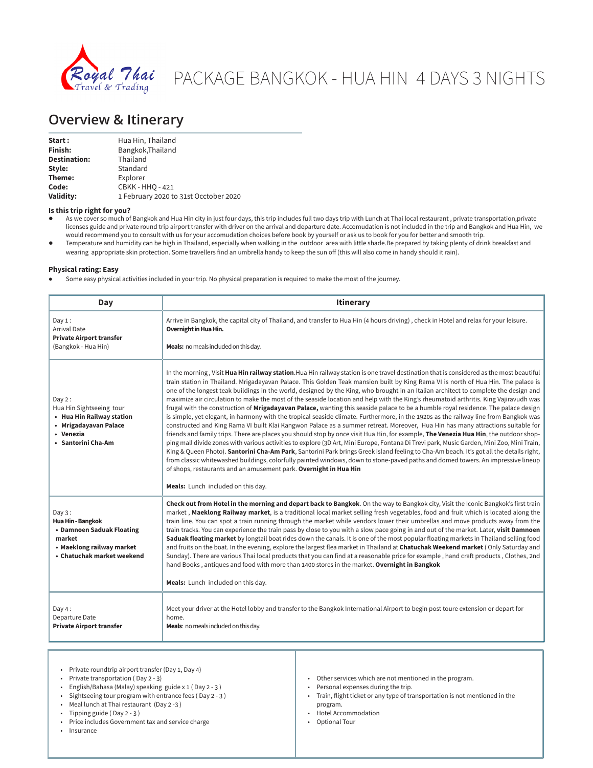# PACKAGE BANGKOK - HUA HIN 4 DAYS 3 NIGHTS

## Overview & Itinerary

| | |
|---|---|
| **Start :** | Hua Hin, Thailand |
| **Finish:** | Bangkok,Thailand |
| **Destination:** | Thailand |
| **Style:** | Standard |
| **Theme:** | Explorer |
| **Code:** | CBKK - HHQ - 421 |
| **Validity:** | 1 February 2020 to 31st Occtober 2020 |

**Is this trip right for you?**

- As we cover so much of Bangkok and Hua Hin city in just four days, this trip includes full two days trip with Lunch at Thai local restaurant , private transportation,private licenses guide and private round trip airport transfer with driver on the arrival and departure date. Accomudation is not included in the trip and Bangkok and Hua Hin, we would recommend you to consult with us for your accomudation choices before book by yourself or ask us to book for you for better and smooth trip.
- Temperature and humidity can be high in Thailand, especially when walking in the outdoor area with little shade.Be prepared by taking plenty of drink breakfast and wearing appropriate skin protection. Some travellers find an umbrella handy to keep the sun off (this will also come in handy should it rain).

**Physical rating: Easy**

- Some easy physical activities included in your trip. No physical preparation is required to make the most of the journey.

| Day | Itinerary |
|---|---|
| Day 1 :<br>Arrival Date<br>**Private Airport transfer**<br>(Bangkok - Hua Hin) | Arrive in Bangkok, the capital city of Thailand, and transfer to Hua Hin (4 hours driving) , check in Hotel and relax for your leisure. **Overnight in Hua Hin.**<br><br>**Meals:** no meals included on this day. |
| Day 2 :<br>Hua Hin Sightseeing tour<br>• **Hua Hin Railway station**<br>• **Mrigadayavan Palace**<br>• **Venezia**<br>• **Santorini Cha-Am** | In the morning , Visit **Hua Hin railway station**.Hua Hin railway station is one travel destination that is considered as the most beautiful train station in Thailand. Mrigadayavan Palace. This Golden Teak mansion built by King Rama VI is north of Hua Hin. The palace is one of the longest teak buildings in the world, designed by the King, who brought in an Italian architect to complete the design and maximize air circulation to make the most of the seaside location and help with the King's rheumatoid arthritis. King Vajiravudh was frugal with the construction of **Mrigadayavan Palace,** wanting this seaside palace to be a humble royal residence. The palace design is simple, yet elegant, in harmony with the tropical seaside climate. Furthermore, in the 1920s as the railway line from Bangkok was constructed and King Rama VI built Klai Kangwon Palace as a summer retreat. Moreover, Hua Hin has many attractions suitable for friends and family trips. There are places you should stop by once visit Hua Hin, for example, **The Venezia Hua Hin**, the outdoor shopping mall divide zones with various activities to explore (3D Art, Mini Europe, Fontana Di Trevi park, Music Garden, Mini Zoo, Mini Train, King & Queen Photo). **Santorini Cha-Am Park**, Santorini Park brings Greek island feeling to Cha-Am beach. It's got all the details right, from classic whitewashed buildings, colorfully painted windows, down to stone-paved paths and domed towers. An impressive lineup of shops, restaurants and an amusement park. **Overnight in Hua Hin**<br><br>**Meals:** Lunch included on this day. |
| Day 3 :<br>**Hua Hin - Bangkok**<br>• **Damnoen Saduak Floating market**<br>• **Maeklong railway market**<br>• **Chatuchak market weekend** | **Check out from Hotel in the morning and depart back to Bangkok**. On the way to Bangkok city, Visit the Iconic Bangkok's first train market , **Maeklong Railway market**, is a traditional local market selling fresh vegetables, food and fruit which is located along the train line. You can spot a train running through the market while vendors lower their umbrellas and move products away from the train tracks. You can experience the train pass by close to you with a slow pace going in and out of the market. Later, **visit Damnoen Saduak floating market** by longtail boat rides down the canals. It is one of the most popular floating markets in Thailand selling food and fruits on the boat. In the evening, explore the largest flea market in Thailand at **Chatuchak Weekend market** ( Only Saturday and Sunday). There are various Thai local products that you can find at a reasonable price for example , hand craft products , Clothes, 2nd hand Books , antiques and food with more than 1400 stores in the market. **Overnight in Bangkok**<br><br>**Meals:** Lunch included on this day. |
| Day 4 :<br>Departure Date<br>**Private Airport transfer** | Meet your driver at the Hotel lobby and transfer to the Bangkok International Airport to begin post toure extension or depart for home.<br>**Meals**: no meals included on this day. |

| | |
|---|---|
| • Private roundtrip airport transfer (Day 1, Day 4)<br>• Private transportation ( Day 2 - 3)<br>• English/Bahasa (Malay) speaking guide x 1 ( Day 2 - 3 )<br>• Sightseeing tour program with entrance fees ( Day 2 - 3 )<br>• Meal lunch at Thai restaurant (Day 2 -3 )<br>• Tipping guide ( Day 2 - 3 )<br>• Price includes Government tax and service charge<br>• Insurance | • Other services which are not mentioned in the program.<br>• Personal expenses during the trip.<br>• Train, flight ticket or any type of transportation is not mentioned in the program.<br>• Hotel Accommodation<br>• Optional Tour |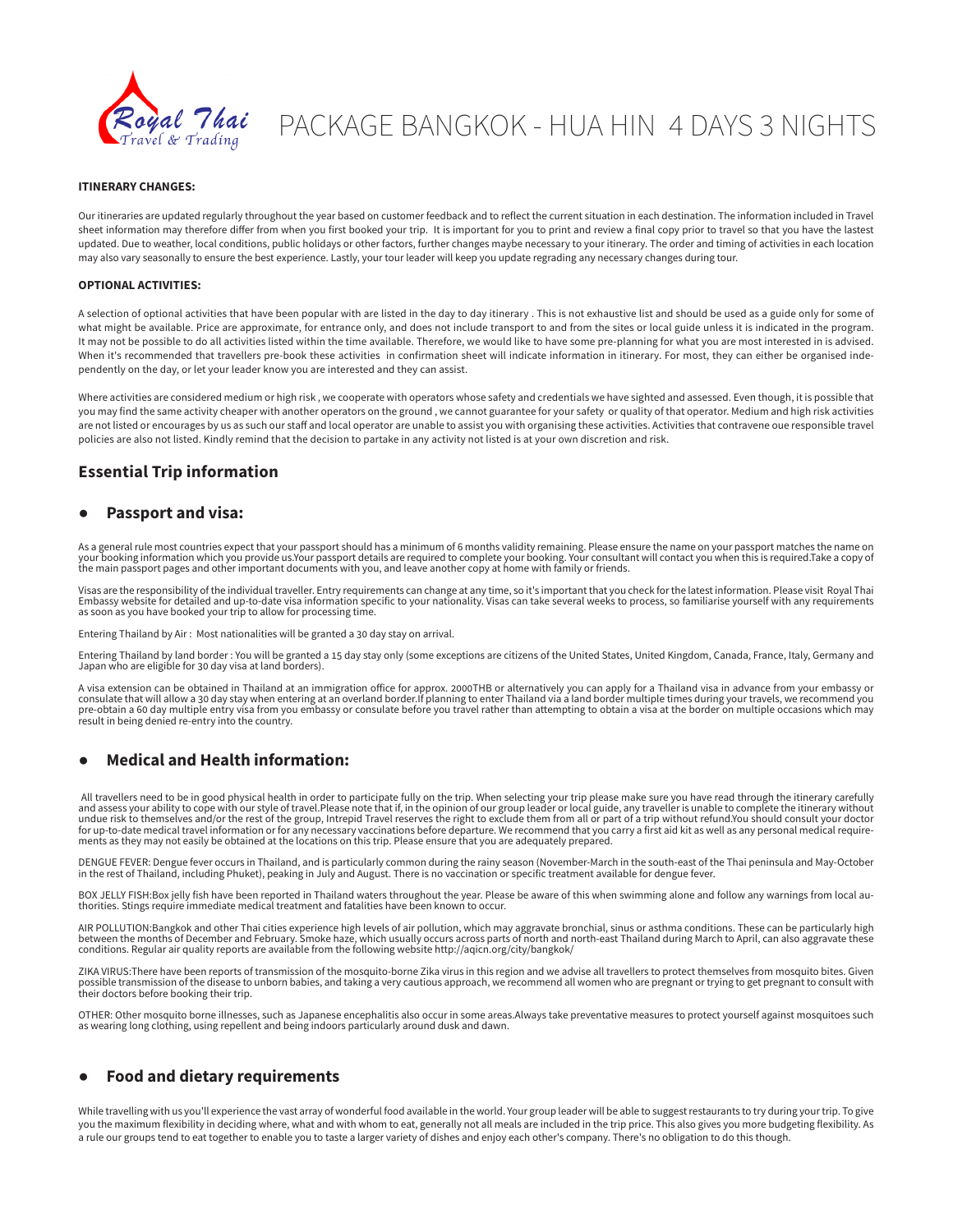# PACKAGE BANGKOK - HUA HIN 4 DAYS 3 NIGHTS

**ITINERARY CHANGES:**

Our itineraries are updated regularly throughout the year based on customer feedback and to reflect the current situation in each destination. The information included in Travel sheet information may therefore differ from when you first booked your trip. It is important for you to print and review a final copy prior to travel so that you have the lastest updated. Due to weather, local conditions, public holidays or other factors, further changes maybe necessary to your itinerary. The order and timing of activities in each location may also vary seasonally to ensure the best experience. Lastly, your tour leader will keep you update regrading any necessary changes during tour.

**OPTIONAL ACTIVITIES:**

A selection of optional activities that have been popular with are listed in the day to day itinerary . This is not exhaustive list and should be used as a guide only for some of what might be available. Price are approximate, for entrance only, and does not include transport to and from the sites or local guide unless it is indicated in the program. It may not be possible to do all activities listed within the time available. Therefore, we would like to have some pre-planning for what you are most interested in is advised. When it's recommended that travellers pre-book these activities in confirmation sheet will indicate information in itinerary. For most, they can either be organised independently on the day, or let your leader know you are interested and they can assist.

Where activities are considered medium or high risk , we cooperate with operators whose safety and credentials we have sighted and assessed. Even though, it is possible that you may find the same activity cheaper with another operators on the ground , we cannot guarantee for your safety or quality of that operator. Medium and high risk activities are not listed or encourages by us as such our staff and local operator are unable to assist you with organising these activities. Activities that contravene oue responsible travel policies are also not listed. Kindly remind that the decision to partake in any activity not listed is at your own discretion and risk.

## Essential Trip information

### Passport and visa:

As a general rule most countries expect that your passport should has a minimum of 6 months validity remaining. Please ensure the name on your passport matches the name on your booking information which you provide us.Your passport details are required to complete your booking. Your consultant will contact you when this is required.Take a copy of the main passport pages and other important documents with you, and leave another copy at home with family or friends.

Visas are the responsibility of the individual traveller. Entry requirements can change at any time, so it's important that you check for the latest information. Please visit Royal Thai Embassy website for detailed and up-to-date visa information specific to your nationality. Visas can take several weeks to process, so familiarise yourself with any requirements as soon as you have booked your trip to allow for processing time.

Entering Thailand by Air : Most nationalities will be granted a 30 day stay on arrival.

Entering Thailand by land border : You will be granted a 15 day stay only (some exceptions are citizens of the United States, United Kingdom, Canada, France, Italy, Germany and Japan who are eligible for 30 day visa at land borders).

A visa extension can be obtained in Thailand at an immigration office for approx. 2000THB or alternatively you can apply for a Thailand visa in advance from your embassy or consulate that will allow a 30 day stay when entering at an overland border.If planning to enter Thailand via a land border multiple times during your travels, we recommend you pre-obtain a 60 day multiple entry visa from you embassy or consulate before you travel rather than attempting to obtain a visa at the border on multiple occasions which may result in being denied re-entry into the country.

### Medical and Health information:

All travellers need to be in good physical health in order to participate fully on the trip. When selecting your trip please make sure you have read through the itinerary carefully and assess your ability to cope with our style of travel.Please note that if, in the opinion of our group leader or local guide, any traveller is unable to complete the itinerary without undue risk to themselves and/or the rest of the group, Intrepid Travel reserves the right to exclude them from all or part of a trip without refund.You should consult your doctor for up-to-date medical travel information or for any necessary vaccinations before departure. We recommend that you carry a first aid kit as well as any personal medical requirements as they may not easily be obtained at the locations on this trip. Please ensure that you are adequately prepared.

DENGUE FEVER: Dengue fever occurs in Thailand, and is particularly common during the rainy season (November-March in the south-east of the Thai peninsula and May-October in the rest of Thailand, including Phuket), peaking in July and August. There is no vaccination or specific treatment available for dengue fever.

BOX JELLY FISH:Box jelly fish have been reported in Thailand waters throughout the year. Please be aware of this when swimming alone and follow any warnings from local authorities. Stings require immediate medical treatment and fatalities have been known to occur.

AIR POLLUTION:Bangkok and other Thai cities experience high levels of air pollution, which may aggravate bronchial, sinus or asthma conditions. These can be particularly high between the months of December and February. Smoke haze, which usually occurs across parts of north and north-east Thailand during March to April, can also aggravate these conditions. Regular air quality reports are available from the following website http://aqicn.org/city/bangkok/

ZIKA VIRUS:There have been reports of transmission of the mosquito-borne Zika virus in this region and we advise all travellers to protect themselves from mosquito bites. Given possible transmission of the disease to unborn babies, and taking a very cautious approach, we recommend all women who are pregnant or trying to get pregnant to consult with their doctors before booking their trip.

OTHER: Other mosquito borne illnesses, such as Japanese encephalitis also occur in some areas.Always take preventative measures to protect yourself against mosquitoes such as wearing long clothing, using repellent and being indoors particularly around dusk and dawn.

### Food and dietary requirements

While travelling with us you'll experience the vast array of wonderful food available in the world. Your group leader will be able to suggest restaurants to try during your trip. To give you the maximum flexibility in deciding where, what and with whom to eat, generally not all meals are included in the trip price. This also gives you more budgeting flexibility. As a rule our groups tend to eat together to enable you to taste a larger variety of dishes and enjoy each other's company. There's no obligation to do this though.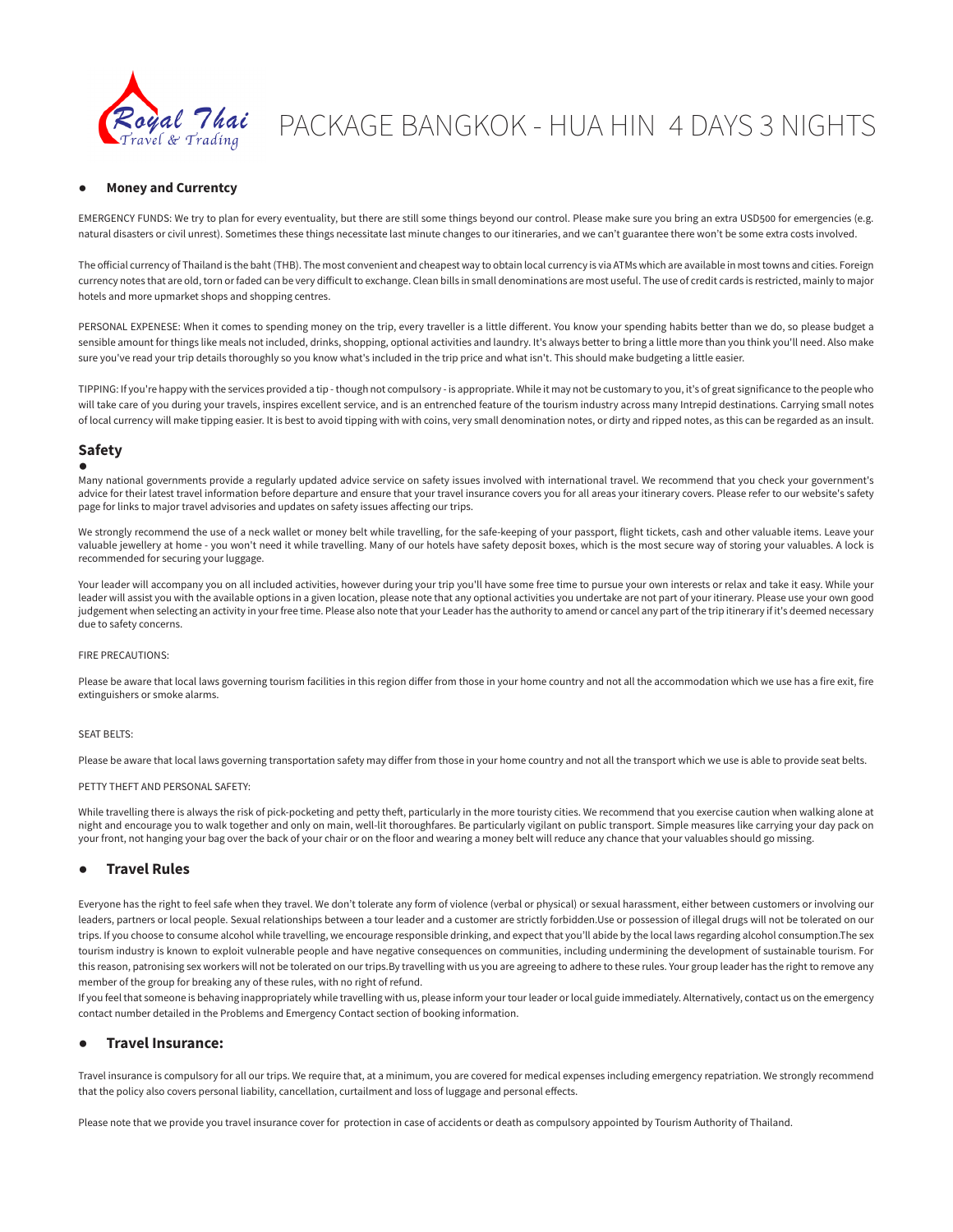# PACKAGE BANGKOK - HUA HIN 4 DAYS 3 NIGHTS

- **Money and Currentcy**

EMERGENCY FUNDS: We try to plan for every eventuality, but there are still some things beyond our control. Please make sure you bring an extra USD500 for emergencies (e.g. natural disasters or civil unrest). Sometimes these things necessitate last minute changes to our itineraries, and we can't guarantee there won't be some extra costs involved.

The official currency of Thailand is the baht (THB). The most convenient and cheapest way to obtain local currency is via ATMs which are available in most towns and cities. Foreign currency notes that are old, torn or faded can be very difficult to exchange. Clean bills in small denominations are most useful. The use of credit cards is restricted, mainly to major hotels and more upmarket shops and shopping centres.

PERSONAL EXPENESE: When it comes to spending money on the trip, every traveller is a little different. You know your spending habits better than we do, so please budget a sensible amount for things like meals not included, drinks, shopping, optional activities and laundry. It's always better to bring a little more than you think you'll need. Also make sure you've read your trip details thoroughly so you know what's included in the trip price and what isn't. This should make budgeting a little easier.

TIPPING: If you're happy with the services provided a tip - though not compulsory - is appropriate. While it may not be customary to you, it's of great significance to the people who will take care of you during your travels, inspires excellent service, and is an entrenched feature of the tourism industry across many Intrepid destinations. Carrying small notes of local currency will make tipping easier. It is best to avoid tipping with with coins, very small denomination notes, or dirty and ripped notes, as this can be regarded as an insult.

## Safety

Many national governments provide a regularly updated advice service on safety issues involved with international travel. We recommend that you check your government's advice for their latest travel information before departure and ensure that your travel insurance covers you for all areas your itinerary covers. Please refer to our website's safety page for links to major travel advisories and updates on safety issues affecting our trips.

We strongly recommend the use of a neck wallet or money belt while travelling, for the safe-keeping of your passport, flight tickets, cash and other valuable items. Leave your valuable jewellery at home - you won't need it while travelling. Many of our hotels have safety deposit boxes, which is the most secure way of storing your valuables. A lock is recommended for securing your luggage.

Your leader will accompany you on all included activities, however during your trip you'll have some free time to pursue your own interests or relax and take it easy. While your leader will assist you with the available options in a given location, please note that any optional activities you undertake are not part of your itinerary. Please use your own good judgement when selecting an activity in your free time. Please also note that your Leader has the authority to amend or cancel any part of the trip itinerary if it's deemed necessary due to safety concerns.

FIRE PRECAUTIONS:

Please be aware that local laws governing tourism facilities in this region differ from those in your home country and not all the accommodation which we use has a fire exit, fire extinguishers or smoke alarms.

SEAT BELTS:

Please be aware that local laws governing transportation safety may differ from those in your home country and not all the transport which we use is able to provide seat belts.

PETTY THEFT AND PERSONAL SAFETY:

While travelling there is always the risk of pick-pocketing and petty theft, particularly in the more touristy cities. We recommend that you exercise caution when walking alone at night and encourage you to walk together and only on main, well-lit thoroughfares. Be particularly vigilant on public transport. Simple measures like carrying your day pack on your front, not hanging your bag over the back of your chair or on the floor and wearing a money belt will reduce any chance that your valuables should go missing.

- **Travel Rules**

Everyone has the right to feel safe when they travel. We don't tolerate any form of violence (verbal or physical) or sexual harassment, either between customers or involving our leaders, partners or local people. Sexual relationships between a tour leader and a customer are strictly forbidden.Use or possession of illegal drugs will not be tolerated on our trips. If you choose to consume alcohol while travelling, we encourage responsible drinking, and expect that you'll abide by the local laws regarding alcohol consumption.The sex tourism industry is known to exploit vulnerable people and have negative consequences on communities, including undermining the development of sustainable tourism. For this reason, patronising sex workers will not be tolerated on our trips.By travelling with us you are agreeing to adhere to these rules. Your group leader has the right to remove any member of the group for breaking any of these rules, with no right of refund.
If you feel that someone is behaving inappropriately while travelling with us, please inform your tour leader or local guide immediately. Alternatively, contact us on the emergency contact number detailed in the Problems and Emergency Contact section of booking information.

- **Travel Insurance:**

Travel insurance is compulsory for all our trips. We require that, at a minimum, you are covered for medical expenses including emergency repatriation. We strongly recommend that the policy also covers personal liability, cancellation, curtailment and loss of luggage and personal effects.

Please note that we provide you travel insurance cover for protection in case of accidents or death as compulsory appointed by Tourism Authority of Thailand.